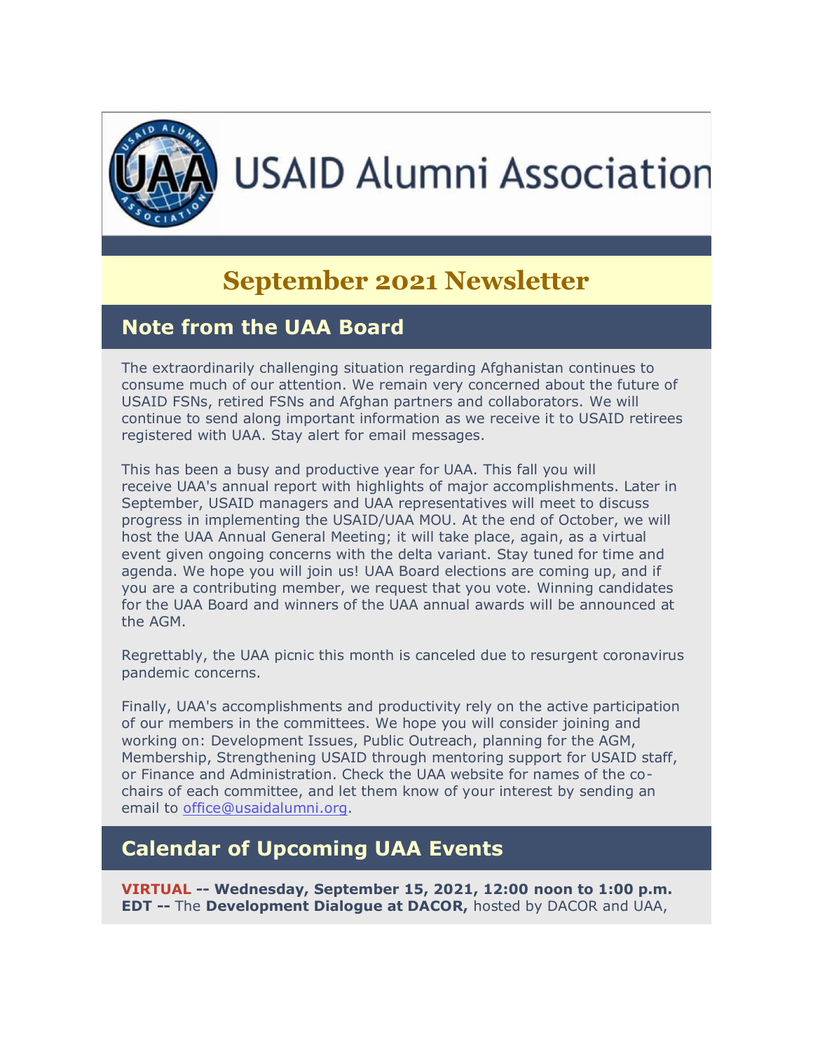# USAID Alumni Association

## September 2021 Newsletter

## Note from the UAA Board

The extraordinarily challenging situation regarding Afghanistan continues to consume much of our attention. We remain very concerned about the future of USAID FSNs, retired FSNs and Afghan partners and collaborators. We will continue to send along important information as we receive it to USAID retirees registered with UAA. Stay alert for email messages.

This has been a busy and productive year for UAA. This fall you will receive UAA's annual report with highlights of major accomplishments. Later in September, USAID managers and UAA representatives will meet to discuss progress in implementing the USAID/UAA MOU. At the end of October, we will host the UAA Annual General Meeting; it will take place, again, as a virtual event given ongoing concerns with the delta variant. Stay tuned for time and agenda. We hope you will join us! UAA Board elections are coming up, and if you are a contributing member, we request that you vote. Winning candidates for the UAA Board and winners of the UAA annual awards will be announced at the AGM.

Regrettably, the UAA picnic this month is canceled due to resurgent coronavirus pandemic concerns.

Finally, UAA's accomplishments and productivity rely on the active participation of our members in the committees. We hope you will consider joining and working on: Development Issues, Public Outreach, planning for the AGM, Membership, Strengthening USAID through mentoring support for USAID staff, or Finance and Administration. Check the UAA website for names of the co-chairs of each committee, and let them know of your interest by sending an email to office@usaidalumni.org.

## Calendar of Upcoming UAA Events

**VIRTUAL -- Wednesday, September 15, 2021, 12:00 noon to 1:00 p.m. EDT --** The **Development Dialogue at DACOR,** hosted by DACOR and UAA,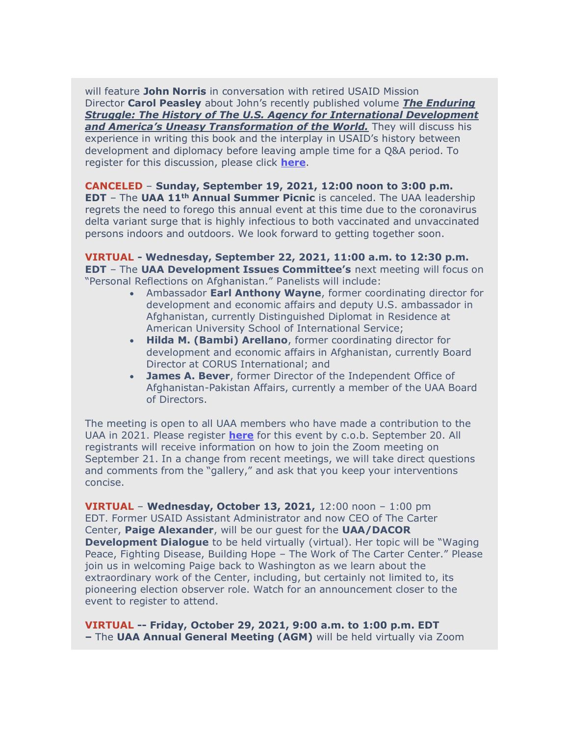will feature **John Norris** in conversation with retired USAID Mission Director **Carol Peasley** about John's recently published volume ***The Enduring Struggle: The History of The U.S. Agency for International Development and America's Uneasy Transformation of the World.*** They will discuss his experience in writing this book and the interplay in USAID's history between development and diplomacy before leaving ample time for a Q&A period. To register for this discussion, please click **here**.

**CANCELED** – **Sunday, September 19, 2021, 12:00 noon to 3:00 p.m. EDT** – The **UAA 11th Annual Summer Picnic** is canceled. The UAA leadership regrets the need to forego this annual event at this time due to the coronavirus delta variant surge that is highly infectious to both vaccinated and unvaccinated persons indoors and outdoors. We look forward to getting together soon.

**VIRTUAL - Wednesday, September 22, 2021, 11:00 a.m. to 12:30 p.m. EDT** – The **UAA Development Issues Committee's** next meeting will focus on "Personal Reflections on Afghanistan." Panelists will include:

- Ambassador **Earl Anthony Wayne**, former coordinating director for development and economic affairs and deputy U.S. ambassador in Afghanistan, currently Distinguished Diplomat in Residence at American University School of International Service;
- **Hilda M. (Bambi) Arellano**, former coordinating director for development and economic affairs in Afghanistan, currently Board Director at CORUS International; and
- **James A. Bever**, former Director of the Independent Office of Afghanistan-Pakistan Affairs, currently a member of the UAA Board of Directors.

The meeting is open to all UAA members who have made a contribution to the UAA in 2021. Please register **here** for this event by c.o.b. September 20. All registrants will receive information on how to join the Zoom meeting on September 21. In a change from recent meetings, we will take direct questions and comments from the "gallery," and ask that you keep your interventions concise.

**VIRTUAL** – **Wednesday, October 13, 2021,** 12:00 noon – 1:00 pm EDT. Former USAID Assistant Administrator and now CEO of The Carter Center, **Paige Alexander**, will be our guest for the **UAA/DACOR Development Dialogue** to be held virtually (virtual). Her topic will be "Waging Peace, Fighting Disease, Building Hope – The Work of The Carter Center." Please join us in welcoming Paige back to Washington as we learn about the extraordinary work of the Center, including, but certainly not limited to, its pioneering election observer role. Watch for an announcement closer to the event to register to attend.

**VIRTUAL -- Friday, October 29, 2021, 9:00 a.m. to 1:00 p.m. EDT –** The **UAA Annual General Meeting (AGM)** will be held virtually via Zoom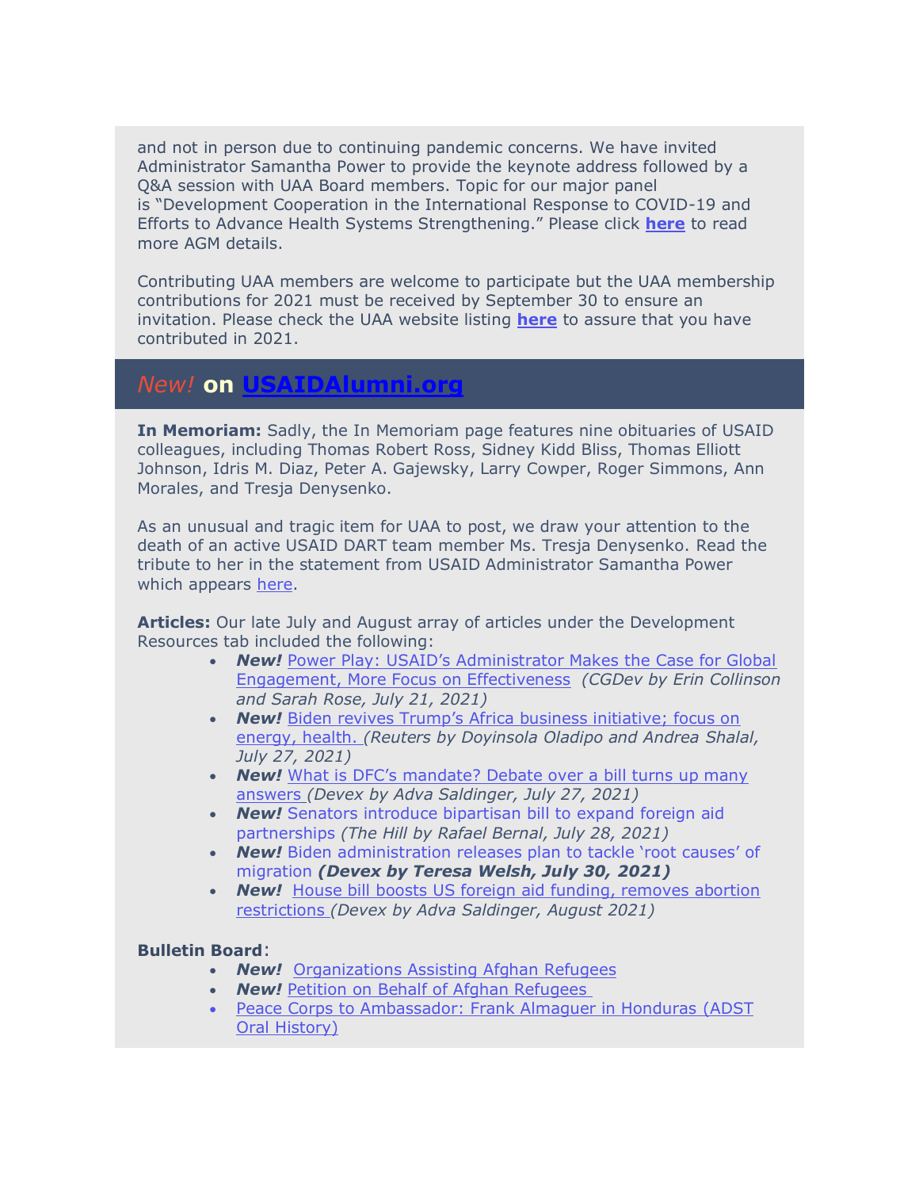and not in person due to continuing pandemic concerns. We have invited Administrator Samantha Power to provide the keynote address followed by a Q&A session with UAA Board members. Topic for our major panel is "Development Cooperation in the International Response to COVID-19 and Efforts to Advance Health Systems Strengthening." Please click **here** to read more AGM details.

Contributing UAA members are welcome to participate but the UAA membership contributions for 2021 must be received by September 30 to ensure an invitation. Please check the UAA website listing **here** to assure that you have contributed in 2021.

## *New!* on USAIDAlumni.org

**In Memoriam:** Sadly, the In Memoriam page features nine obituaries of USAID colleagues, including Thomas Robert Ross, Sidney Kidd Bliss, Thomas Elliott Johnson, Idris M. Diaz, Peter A. Gajewsky, Larry Cowper, Roger Simmons, Ann Morales, and Tresja Denysenko.

As an unusual and tragic item for UAA to post, we draw your attention to the death of an active USAID DART team member Ms. Tresja Denysenko. Read the tribute to her in the statement from USAID Administrator Samantha Power which appears here.

**Articles:** Our late July and August array of articles under the Development Resources tab included the following:

- ***New!*** Power Play: USAID's Administrator Makes the Case for Global Engagement, More Focus on Effectiveness *(CGDev by Erin Collinson and Sarah Rose, July 21, 2021)*
- ***New!*** Biden revives Trump's Africa business initiative; focus on energy, health. *(Reuters by Doyinsola Oladipo and Andrea Shalal, July 27, 2021)*
- ***New!*** What is DFC's mandate? Debate over a bill turns up many answers *(Devex by Adva Saldinger, July 27, 2021)*
- ***New!*** Senators introduce bipartisan bill to expand foreign aid partnerships *(The Hill by Rafael Bernal, July 28, 2021)*
- ***New!*** Biden administration releases plan to tackle 'root causes' of migration ***(Devex by Teresa Welsh, July 30, 2021)***
- ***New!*** House bill boosts US foreign aid funding, removes abortion restrictions *(Devex by Adva Saldinger, August 2021)*

**Bulletin Board**:

- ***New!*** Organizations Assisting Afghan Refugees
- ***New!*** Petition on Behalf of Afghan Refugees
- Peace Corps to Ambassador: Frank Almaguer in Honduras (ADST Oral History)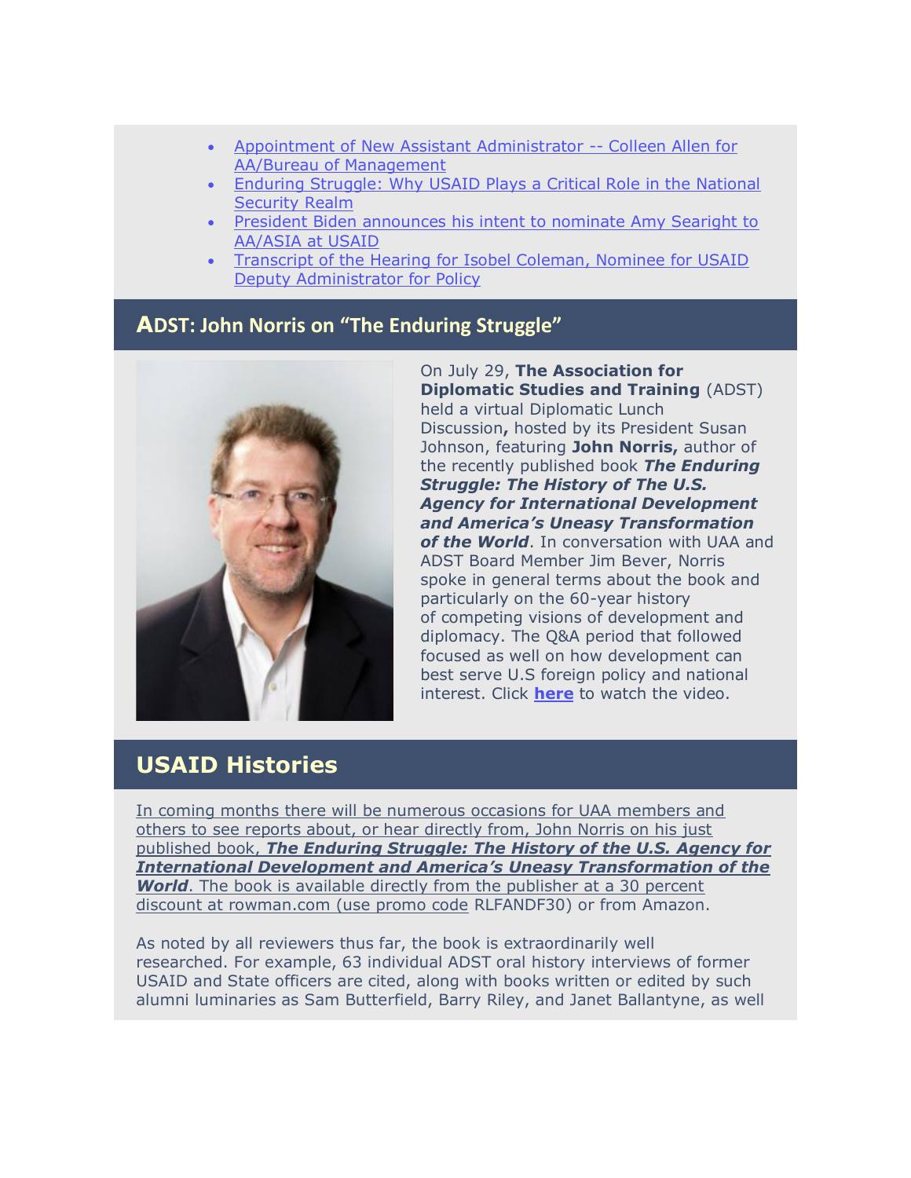- Appointment of New Assistant Administrator -- Colleen Allen for AA/Bureau of Management
- Enduring Struggle: Why USAID Plays a Critical Role in the National Security Realm
- President Biden announces his intent to nominate Amy Searight to AA/ASIA at USAID
- Transcript of the Hearing for Isobel Coleman, Nominee for USAID Deputy Administrator for Policy

## ADST: John Norris on "The Enduring Struggle"

On July 29, **The Association for Diplomatic Studies and Training** (ADST) held a virtual Diplomatic Lunch Discussion**,** hosted by its President Susan Johnson, featuring **John Norris,** author of the recently published book ***The Enduring Struggle: The History of The U.S. Agency for International Development and America's Uneasy Transformation of the World***. In conversation with UAA and ADST Board Member Jim Bever, Norris spoke in general terms about the book and particularly on the 60-year history of competing visions of development and diplomacy. The Q&A period that followed focused as well on how development can best serve U.S foreign policy and national interest. Click **here** to watch the video.

## USAID Histories

In coming months there will be numerous occasions for UAA members and others to see reports about, or hear directly from, John Norris on his just published book, ***The Enduring Struggle: The History of the U.S. Agency for International Development and America's Uneasy Transformation of the World***. The book is available directly from the publisher at a 30 percent discount at rowman.com (use promo code RLFANDF30) or from Amazon.

As noted by all reviewers thus far, the book is extraordinarily well researched. For example, 63 individual ADST oral history interviews of former USAID and State officers are cited, along with books written or edited by such alumni luminaries as Sam Butterfield, Barry Riley, and Janet Ballantyne, as well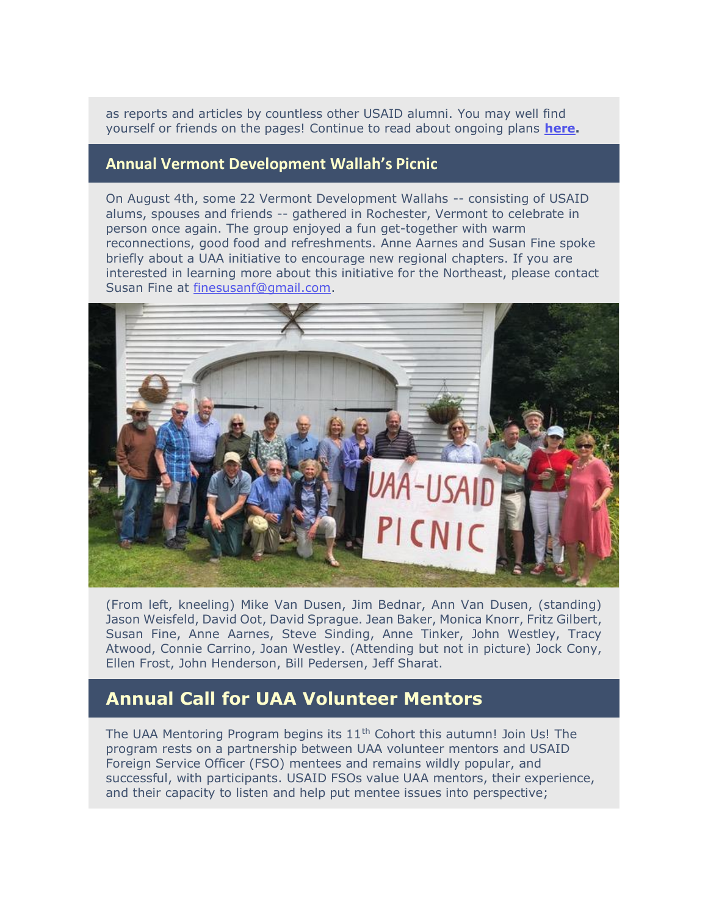as reports and articles by countless other USAID alumni. You may well find yourself or friends on the pages! Continue to read about ongoing plans **here.**

## Annual Vermont Development Wallah's Picnic

On August 4th, some 22 Vermont Development Wallahs -- consisting of USAID alums, spouses and friends -- gathered in Rochester, Vermont to celebrate in person once again. The group enjoyed a fun get-together with warm reconnections, good food and refreshments. Anne Aarnes and Susan Fine spoke briefly about a UAA initiative to encourage new regional chapters. If you are interested in learning more about this initiative for the Northeast, please contact Susan Fine at finesusanf@gmail.com.

(From left, kneeling) Mike Van Dusen, Jim Bednar, Ann Van Dusen, (standing) Jason Weisfeld, David Oot, David Sprague. Jean Baker, Monica Knorr, Fritz Gilbert, Susan Fine, Anne Aarnes, Steve Sinding, Anne Tinker, John Westley, Tracy Atwood, Connie Carrino, Joan Westley. (Attending but not in picture) Jock Cony, Ellen Frost, John Henderson, Bill Pedersen, Jeff Sharat.

## Annual Call for UAA Volunteer Mentors

The UAA Mentoring Program begins its 11th Cohort this autumn! Join Us! The program rests on a partnership between UAA volunteer mentors and USAID Foreign Service Officer (FSO) mentees and remains wildly popular, and successful, with participants. USAID FSOs value UAA mentors, their experience, and their capacity to listen and help put mentee issues into perspective;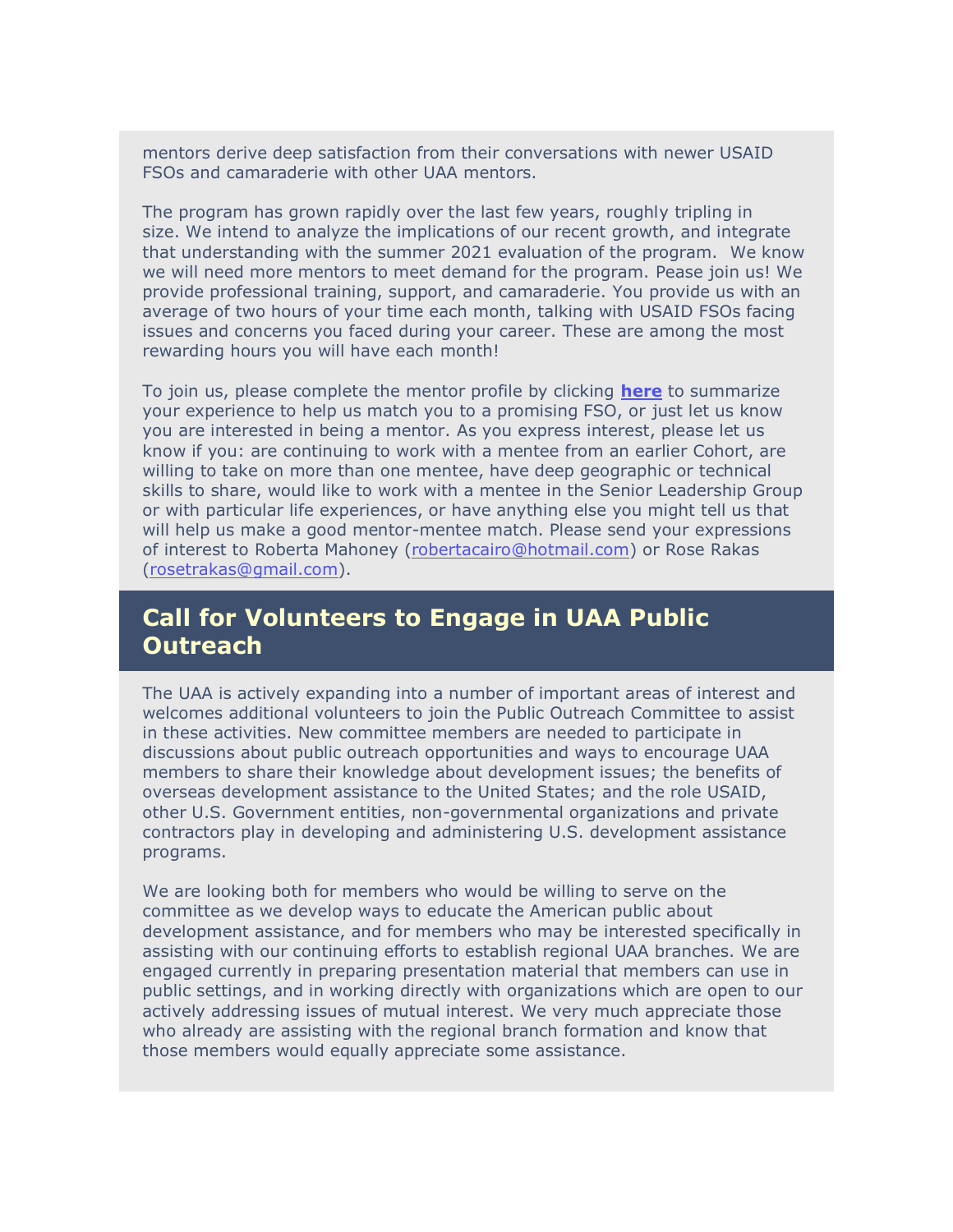mentors derive deep satisfaction from their conversations with newer USAID FSOs and camaraderie with other UAA mentors.

The program has grown rapidly over the last few years, roughly tripling in size. We intend to analyze the implications of our recent growth, and integrate that understanding with the summer 2021 evaluation of the program. We know we will need more mentors to meet demand for the program. Pease join us! We provide professional training, support, and camaraderie. You provide us with an average of two hours of your time each month, talking with USAID FSOs facing issues and concerns you faced during your career. These are among the most rewarding hours you will have each month!

To join us, please complete the mentor profile by clicking **here** to summarize your experience to help us match you to a promising FSO, or just let us know you are interested in being a mentor. As you express interest, please let us know if you: are continuing to work with a mentee from an earlier Cohort, are willing to take on more than one mentee, have deep geographic or technical skills to share, would like to work with a mentee in the Senior Leadership Group or with particular life experiences, or have anything else you might tell us that will help us make a good mentor-mentee match. Please send your expressions of interest to Roberta Mahoney (robertacairo@hotmail.com) or Rose Rakas (rosetrakas@gmail.com).

## Call for Volunteers to Engage in UAA Public Outreach

The UAA is actively expanding into a number of important areas of interest and welcomes additional volunteers to join the Public Outreach Committee to assist in these activities. New committee members are needed to participate in discussions about public outreach opportunities and ways to encourage UAA members to share their knowledge about development issues; the benefits of overseas development assistance to the United States; and the role USAID, other U.S. Government entities, non-governmental organizations and private contractors play in developing and administering U.S. development assistance programs.

We are looking both for members who would be willing to serve on the committee as we develop ways to educate the American public about development assistance, and for members who may be interested specifically in assisting with our continuing efforts to establish regional UAA branches. We are engaged currently in preparing presentation material that members can use in public settings, and in working directly with organizations which are open to our actively addressing issues of mutual interest. We very much appreciate those who already are assisting with the regional branch formation and know that those members would equally appreciate some assistance.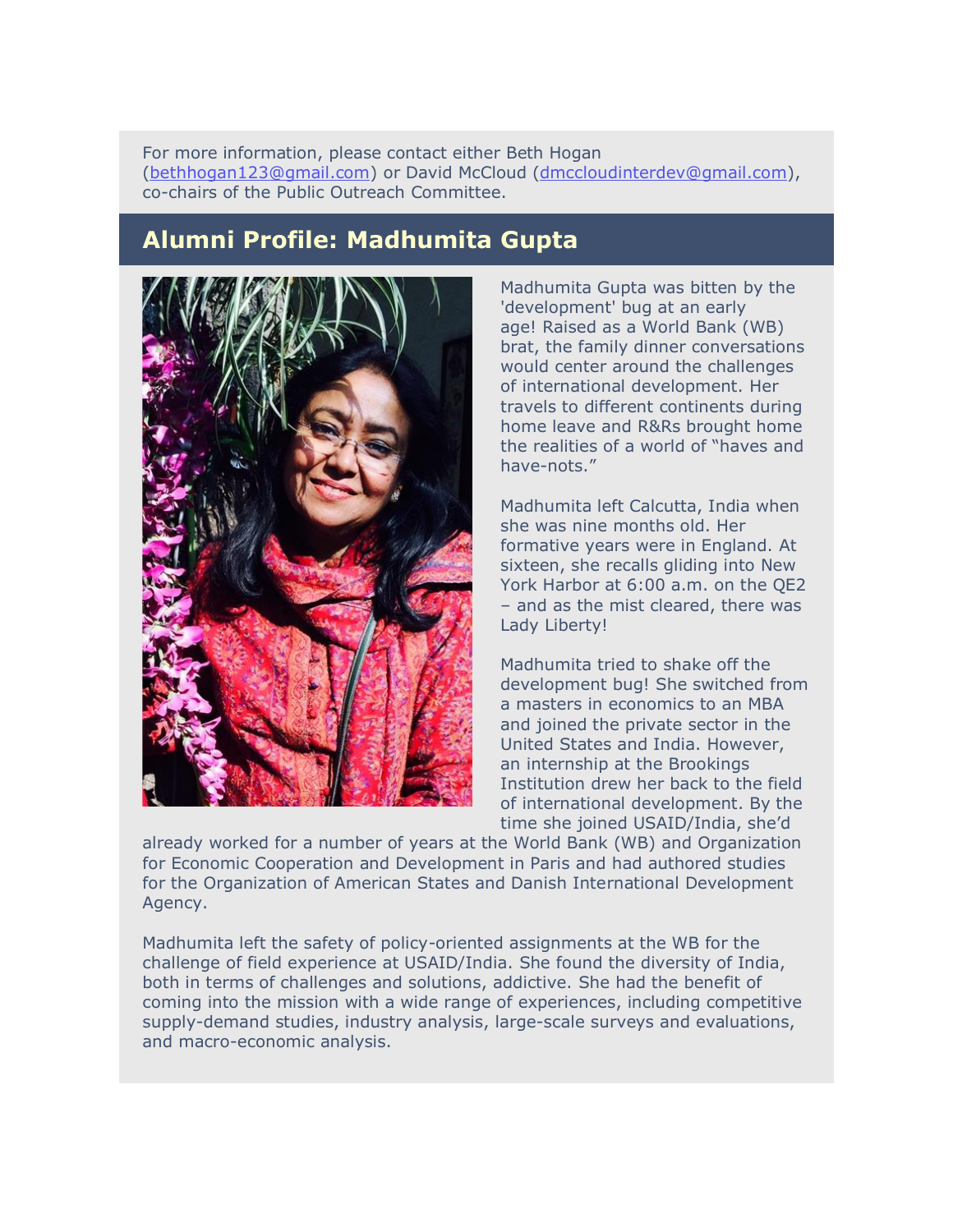For more information, please contact either Beth Hogan (bethhogan123@gmail.com) or David McCloud (dmccloudinterdev@gmail.com), co-chairs of the Public Outreach Committee.

## Alumni Profile: Madhumita Gupta

Madhumita Gupta was bitten by the 'development' bug at an early age! Raised as a World Bank (WB) brat, the family dinner conversations would center around the challenges of international development. Her travels to different continents during home leave and R&Rs brought home the realities of a world of "haves and have-nots."

Madhumita left Calcutta, India when she was nine months old. Her formative years were in England. At sixteen, she recalls gliding into New York Harbor at 6:00 a.m. on the QE2 – and as the mist cleared, there was Lady Liberty!

Madhumita tried to shake off the development bug! She switched from a masters in economics to an MBA and joined the private sector in the United States and India. However, an internship at the Brookings Institution drew her back to the field of international development. By the time she joined USAID/India, she'd already worked for a number of years at the World Bank (WB) and Organization for Economic Cooperation and Development in Paris and had authored studies for the Organization of American States and Danish International Development Agency.

Madhumita left the safety of policy-oriented assignments at the WB for the challenge of field experience at USAID/India. She found the diversity of India, both in terms of challenges and solutions, addictive. She had the benefit of coming into the mission with a wide range of experiences, including competitive supply-demand studies, industry analysis, large-scale surveys and evaluations, and macro-economic analysis.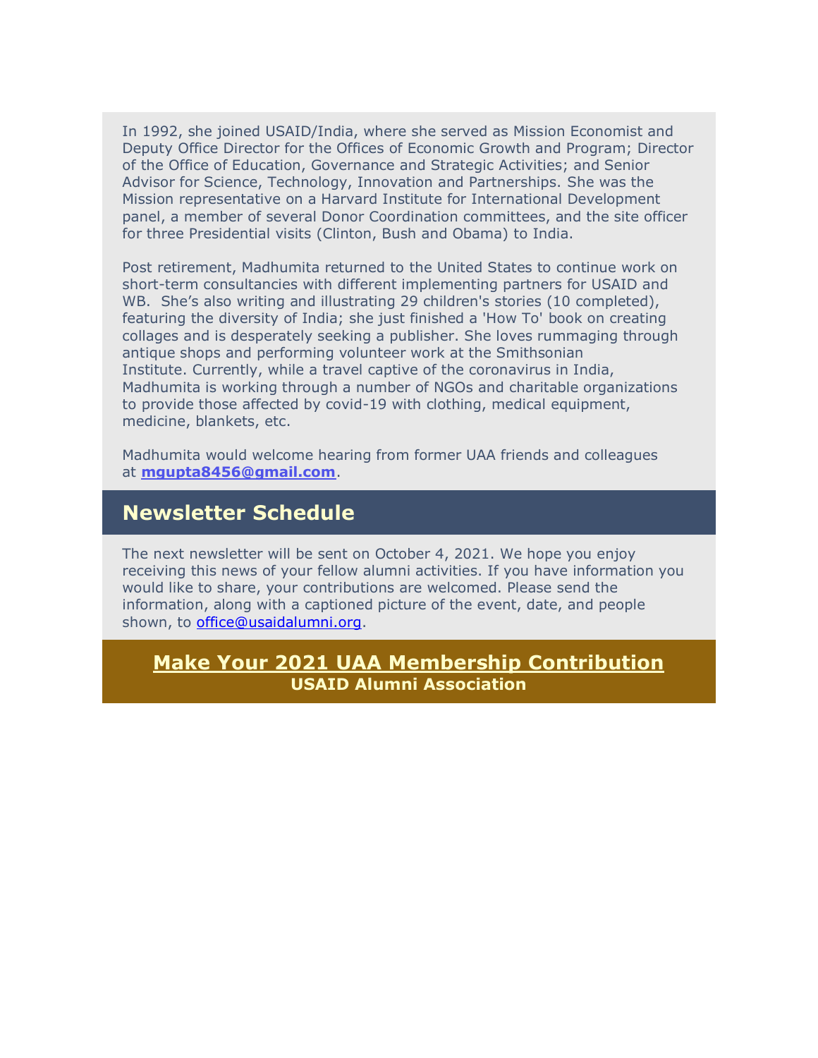In 1992, she joined USAID/India, where she served as Mission Economist and Deputy Office Director for the Offices of Economic Growth and Program; Director of the Office of Education, Governance and Strategic Activities; and Senior Advisor for Science, Technology, Innovation and Partnerships. She was the Mission representative on a Harvard Institute for International Development panel, a member of several Donor Coordination committees, and the site officer for three Presidential visits (Clinton, Bush and Obama) to India.

Post retirement, Madhumita returned to the United States to continue work on short-term consultancies with different implementing partners for USAID and WB. She's also writing and illustrating 29 children's stories (10 completed), featuring the diversity of India; she just finished a 'How To' book on creating collages and is desperately seeking a publisher. She loves rummaging through antique shops and performing volunteer work at the Smithsonian Institute. Currently, while a travel captive of the coronavirus in India, Madhumita is working through a number of NGOs and charitable organizations to provide those affected by covid-19 with clothing, medical equipment, medicine, blankets, etc.

Madhumita would welcome hearing from former UAA friends and colleagues at **mgupta8456@gmail.com**.

## Newsletter Schedule

The next newsletter will be sent on October 4, 2021. We hope you enjoy receiving this news of your fellow alumni activities. If you have information you would like to share, your contributions are welcomed. Please send the information, along with a captioned picture of the event, date, and people shown, to office@usaidalumni.org.

**Make Your 2021 UAA Membership Contribution**

**USAID Alumni Association**